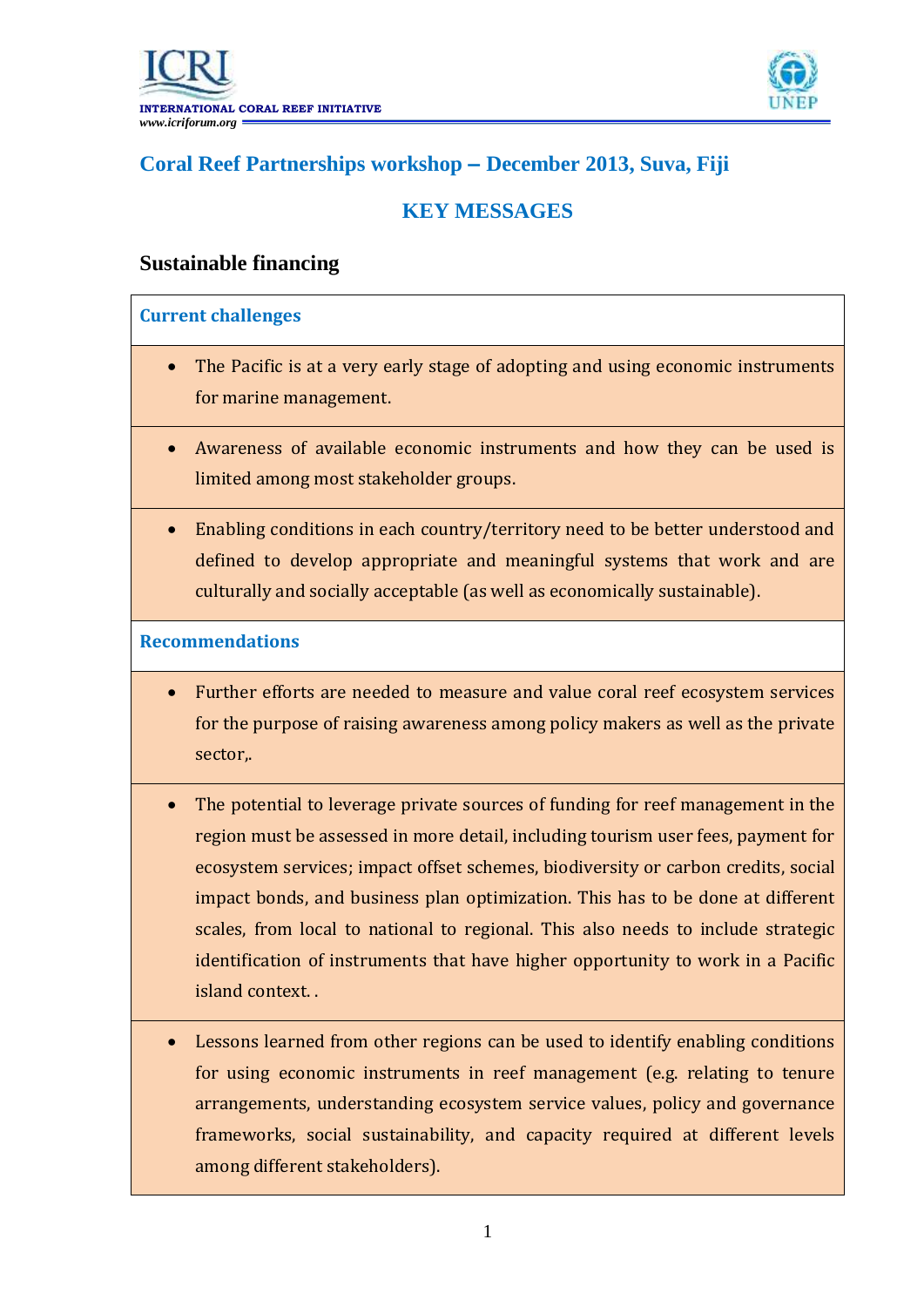INTERNATIONAL CORAL REEF INITIATIVE
www.icriforum.org

## Coral Reef Partnerships workshop – December 2013, Suva, Fiji

## KEY MESSAGES

### Sustainable financing

**Current challenges**

- The Pacific is at a very early stage of adopting and using economic instruments for marine management.
- Awareness of available economic instruments and how they can be used is limited among most stakeholder groups.
- Enabling conditions in each country/territory need to be better understood and defined to develop appropriate and meaningful systems that work and are culturally and socially acceptable (as well as economically sustainable).

**Recommendations**

- Further efforts are needed to measure and value coral reef ecosystem services for the purpose of raising awareness among policy makers as well as the private sector,.
- The potential to leverage private sources of funding for reef management in the region must be assessed in more detail, including tourism user fees, payment for ecosystem services; impact offset schemes, biodiversity or carbon credits, social impact bonds, and business plan optimization. This has to be done at different scales, from local to national to regional. This also needs to include strategic identification of instruments that have higher opportunity to work in a Pacific island context. .
- Lessons learned from other regions can be used to identify enabling conditions for using economic instruments in reef management (e.g. relating to tenure arrangements, understanding ecosystem service values, policy and governance frameworks, social sustainability, and capacity required at different levels among different stakeholders).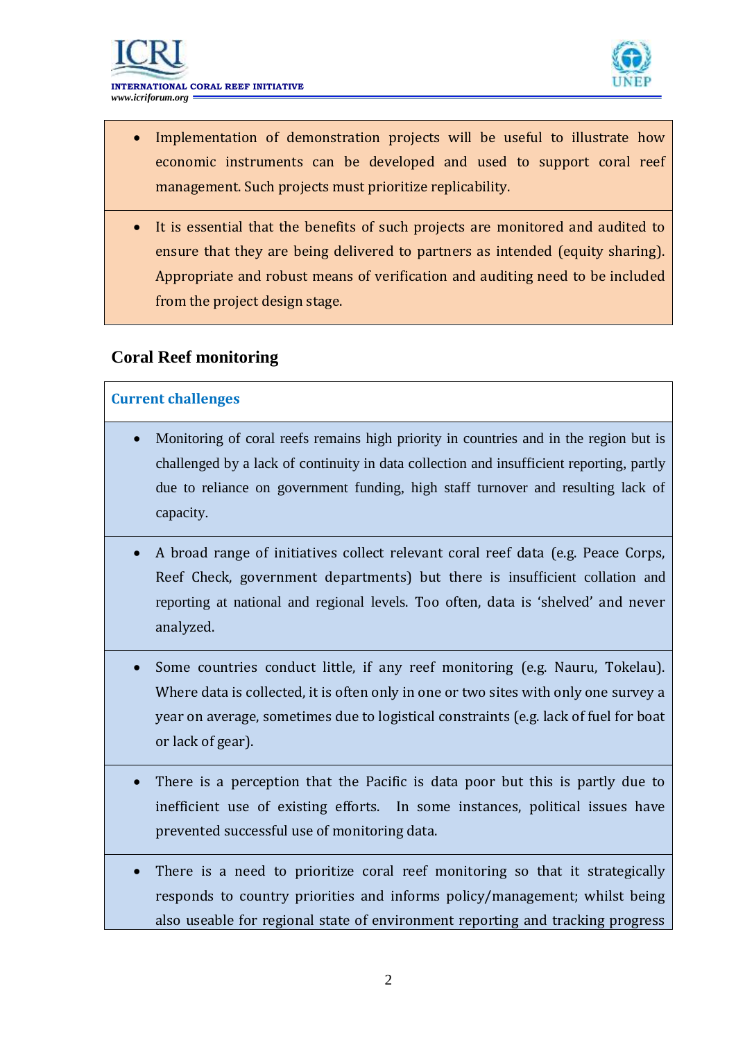- Implementation of demonstration projects will be useful to illustrate how economic instruments can be developed and used to support coral reef management. Such projects must prioritize replicability.

- It is essential that the benefits of such projects are monitored and audited to ensure that they are being delivered to partners as intended (equity sharing). Appropriate and robust means of verification and auditing need to be included from the project design stage.

## Coral Reef monitoring

### Current challenges

- Monitoring of coral reefs remains high priority in countries and in the region but is challenged by a lack of continuity in data collection and insufficient reporting, partly due to reliance on government funding, high staff turnover and resulting lack of capacity.

- A broad range of initiatives collect relevant coral reef data (e.g. Peace Corps, Reef Check, government departments) but there is insufficient collation and reporting at national and regional levels. Too often, data is 'shelved' and never analyzed.

- Some countries conduct little, if any reef monitoring (e.g. Nauru, Tokelau). Where data is collected, it is often only in one or two sites with only one survey a year on average, sometimes due to logistical constraints (e.g. lack of fuel for boat or lack of gear).

- There is a perception that the Pacific is data poor but this is partly due to inefficient use of existing efforts. In some instances, political issues have prevented successful use of monitoring data.

- There is a need to prioritize coral reef monitoring so that it strategically responds to country priorities and informs policy/management; whilst being also useable for regional state of environment reporting and tracking progress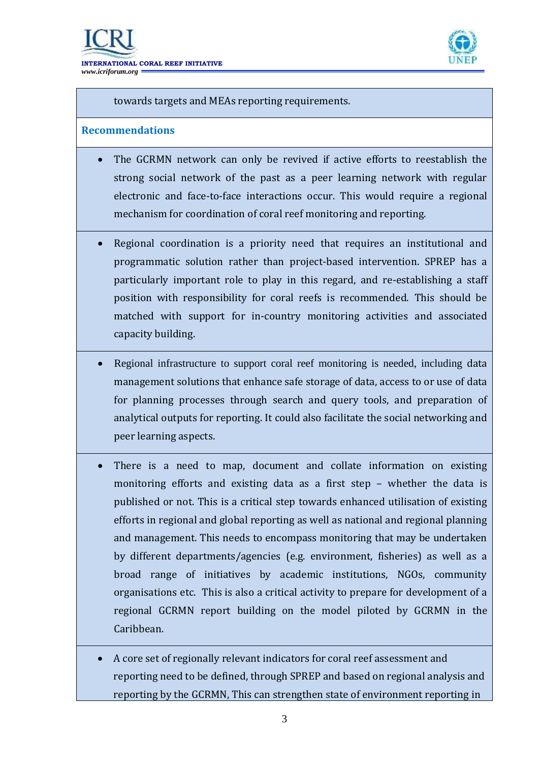towards targets and MEAs reporting requirements.

**Recommendations**

- The GCRMN network can only be revived if active efforts to reestablish the strong social network of the past as a peer learning network with regular electronic and face-to-face interactions occur. This would require a regional mechanism for coordination of coral reef monitoring and reporting.

- Regional coordination is a priority need that requires an institutional and programmatic solution rather than project-based intervention. SPREP has a particularly important role to play in this regard, and re-establishing a staff position with responsibility for coral reefs is recommended. This should be matched with support for in-country monitoring activities and associated capacity building.

- Regional infrastructure to support coral reef monitoring is needed, including data management solutions that enhance safe storage of data, access to or use of data for planning processes through search and query tools, and preparation of analytical outputs for reporting. It could also facilitate the social networking and peer learning aspects.

- There is a need to map, document and collate information on existing monitoring efforts and existing data as a first step – whether the data is published or not. This is a critical step towards enhanced utilisation of existing efforts in regional and global reporting as well as national and regional planning and management. This needs to encompass monitoring that may be undertaken by different departments/agencies (e.g. environment, fisheries) as well as a broad range of initiatives by academic institutions, NGOs, community organisations etc. This is also a critical activity to prepare for development of a regional GCRMN report building on the model piloted by GCRMN in the Caribbean.

- A core set of regionally relevant indicators for coral reef assessment and reporting need to be defined, through SPREP and based on regional analysis and reporting by the GCRMN, This can strengthen state of environment reporting in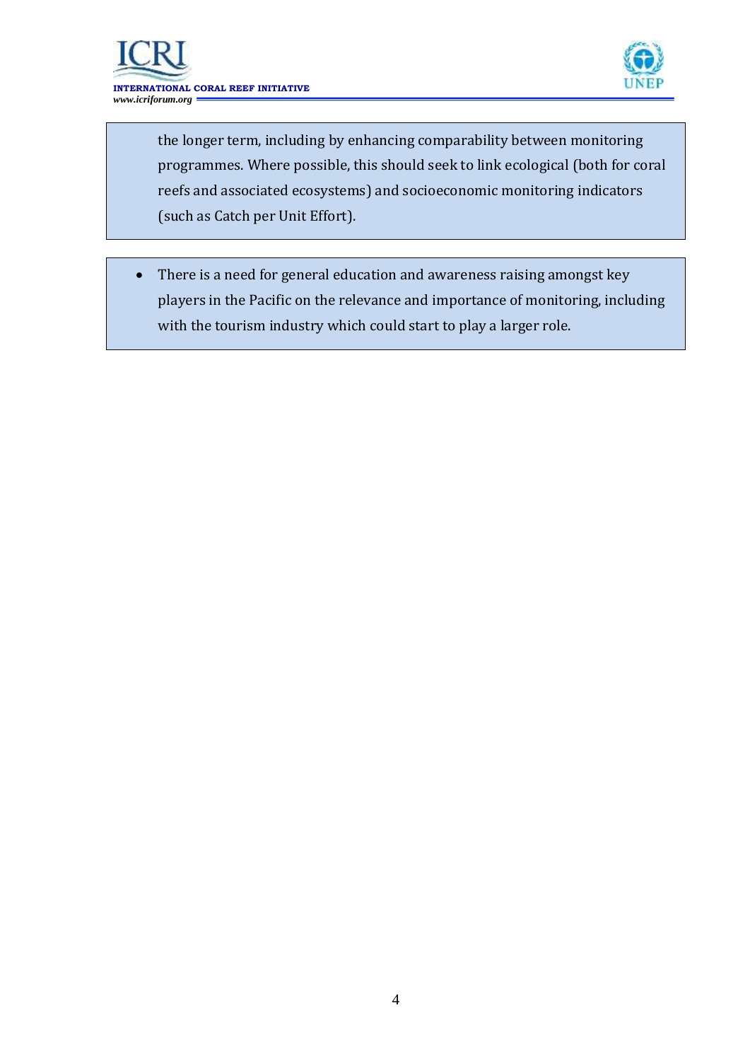the longer term, including by enhancing comparability between monitoring programmes. Where possible, this should seek to link ecological (both for coral reefs and associated ecosystems) and socioeconomic monitoring indicators (such as Catch per Unit Effort).

- There is a need for general education and awareness raising amongst key players in the Pacific on the relevance and importance of monitoring, including with the tourism industry which could start to play a larger role.